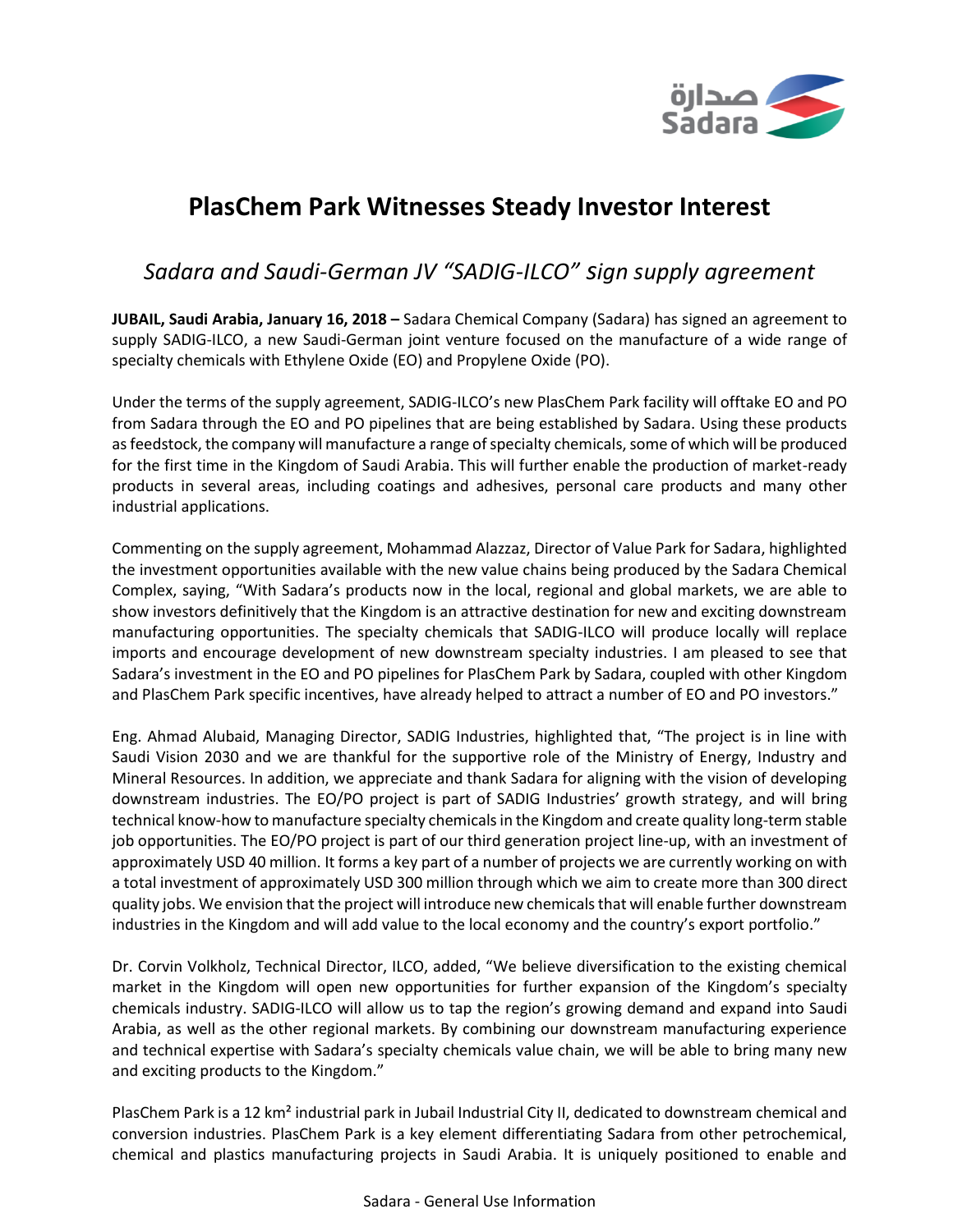# PlasChem Park Witnesses Steady Investor Interest

## *Sadara and Saudi-German JV "SADIG-ILCO" sign supply agreement*

**JUBAIL, Saudi Arabia, January 16, 2018 –** Sadara Chemical Company (Sadara) has signed an agreement to supply SADIG-ILCO, a new Saudi-German joint venture focused on the manufacture of a wide range of specialty chemicals with Ethylene Oxide (EO) and Propylene Oxide (PO).

Under the terms of the supply agreement, SADIG-ILCO's new PlasChem Park facility will offtake EO and PO from Sadara through the EO and PO pipelines that are being established by Sadara. Using these products as feedstock, the company will manufacture a range of specialty chemicals, some of which will be produced for the first time in the Kingdom of Saudi Arabia. This will further enable the production of market-ready products in several areas, including coatings and adhesives, personal care products and many other industrial applications.

Commenting on the supply agreement, Mohammad Alazzaz, Director of Value Park for Sadara, highlighted the investment opportunities available with the new value chains being produced by the Sadara Chemical Complex, saying, "With Sadara's products now in the local, regional and global markets, we are able to show investors definitively that the Kingdom is an attractive destination for new and exciting downstream manufacturing opportunities. The specialty chemicals that SADIG-ILCO will produce locally will replace imports and encourage development of new downstream specialty industries. I am pleased to see that Sadara's investment in the EO and PO pipelines for PlasChem Park by Sadara, coupled with other Kingdom and PlasChem Park specific incentives, have already helped to attract a number of EO and PO investors."

Eng. Ahmad Alubaid, Managing Director, SADIG Industries, highlighted that, "The project is in line with Saudi Vision 2030 and we are thankful for the supportive role of the Ministry of Energy, Industry and Mineral Resources. In addition, we appreciate and thank Sadara for aligning with the vision of developing downstream industries. The EO/PO project is part of SADIG Industries' growth strategy, and will bring technical know-how to manufacture specialty chemicals in the Kingdom and create quality long-term stable job opportunities. The EO/PO project is part of our third generation project line-up, with an investment of approximately USD 40 million. It forms a key part of a number of projects we are currently working on with a total investment of approximately USD 300 million through which we aim to create more than 300 direct quality jobs. We envision that the project will introduce new chemicals that will enable further downstream industries in the Kingdom and will add value to the local economy and the country's export portfolio."

Dr. Corvin Volkholz, Technical Director, ILCO, added, "We believe diversification to the existing chemical market in the Kingdom will open new opportunities for further expansion of the Kingdom's specialty chemicals industry. SADIG-ILCO will allow us to tap the region's growing demand and expand into Saudi Arabia, as well as the other regional markets. By combining our downstream manufacturing experience and technical expertise with Sadara's specialty chemicals value chain, we will be able to bring many new and exciting products to the Kingdom."

PlasChem Park is a 12 km² industrial park in Jubail Industrial City II, dedicated to downstream chemical and conversion industries. PlasChem Park is a key element differentiating Sadara from other petrochemical, chemical and plastics manufacturing projects in Saudi Arabia. It is uniquely positioned to enable and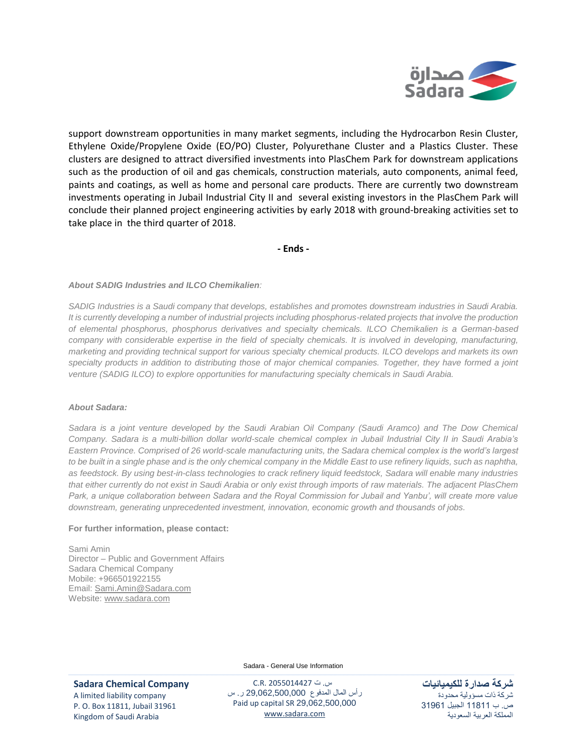support downstream opportunities in many market segments, including the Hydrocarbon Resin Cluster, Ethylene Oxide/Propylene Oxide (EO/PO) Cluster, Polyurethane Cluster and a Plastics Cluster. These clusters are designed to attract diversified investments into PlasChem Park for downstream applications such as the production of oil and gas chemicals, construction materials, auto components, animal feed, paints and coatings, as well as home and personal care products. There are currently two downstream investments operating in Jubail Industrial City II and several existing investors in the PlasChem Park will conclude their planned project engineering activities by early 2018 with ground-breaking activities set to take place in the third quarter of 2018.

**- Ends -**

***About SADIG Industries and ILCO Chemikalien**:*

*SADIG Industries is a Saudi company that develops, establishes and promotes downstream industries in Saudi Arabia. It is currently developing a number of industrial projects including phosphorus-related projects that involve the production of elemental phosphorus, phosphorus derivatives and specialty chemicals. ILCO Chemikalien is a German-based company with considerable expertise in the field of specialty chemicals. It is involved in developing, manufacturing, marketing and providing technical support for various specialty chemical products. ILCO develops and markets its own specialty products in addition to distributing those of major chemical companies. Together, they have formed a joint venture (SADIG ILCO) to explore opportunities for manufacturing specialty chemicals in Saudi Arabia.*

***About Sadara:***

*Sadara is a joint venture developed by the Saudi Arabian Oil Company (Saudi Aramco) and The Dow Chemical Company. Sadara is a multi-billion dollar world-scale chemical complex in Jubail Industrial City II in Saudi Arabia's Eastern Province. Comprised of 26 world-scale manufacturing units, the Sadara chemical complex is the world's largest to be built in a single phase and is the only chemical company in the Middle East to use refinery liquids, such as naphtha, as feedstock. By using best-in-class technologies to crack refinery liquid feedstock, Sadara will enable many industries that either currently do not exist in Saudi Arabia or only exist through imports of raw materials. The adjacent PlasChem Park, a unique collaboration between Sadara and the Royal Commission for Jubail and Yanbu', will create more value downstream, generating unprecedented investment, innovation, economic growth and thousands of jobs.*

**For further information, please contact:**

Sami Amin
Director – Public and Government Affairs
Sadara Chemical Company
Mobile: +966501922155
Email: Sami.Amin@Sadara.com
Website: www.sadara.com

Sadara - General Use Information

**Sadara Chemical Company**
A limited liability company
P. O. Box 11811, Jubail 31961
Kingdom of Saudi Arabia

س. ت C.R. 2055014427
رأس المال المدفوع 29,062,500,000 ر. س
Paid up capital SR 29,062,500,000
www.sadara.com

**شركة صدارة للكيميائيات**
شركة ذات مسؤولية محدودة
ص. ب 11811 الجبيل 31961
المملكة العربية السعودية